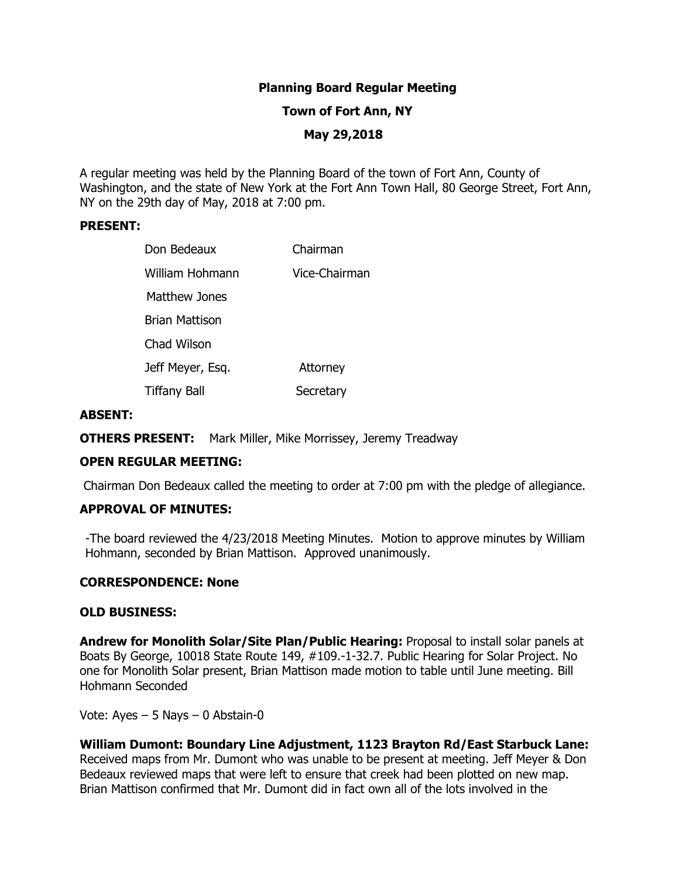# Planning Board Regular Meeting

## Town of Fort Ann, NY

### May 29,2018

A regular meeting was held by the Planning Board of the town of Fort Ann, County of Washington, and the state of New York at the Fort Ann Town Hall, 80 George Street, Fort Ann, NY on the 29th day of May, 2018 at 7:00 pm.

**PRESENT:**

| | |
|---|---|
| Don Bedeaux | Chairman |
| William Hohmann | Vice-Chairman |
| Matthew Jones | |
| Brian Mattison | |
| Chad Wilson | |
| Jeff Meyer, Esq. | Attorney |
| Tiffany Ball | Secretary |

**ABSENT:**

**OTHERS PRESENT:** Mark Miller, Mike Morrissey, Jeremy Treadway

**OPEN REGULAR MEETING:**

Chairman Don Bedeaux called the meeting to order at 7:00 pm with the pledge of allegiance.

**APPROVAL OF MINUTES:**

-The board reviewed the 4/23/2018 Meeting Minutes. Motion to approve minutes by William Hohmann, seconded by Brian Mattison. Approved unanimously.

**CORRESPONDENCE: None**

**OLD BUSINESS:**

**Andrew for Monolith Solar/Site Plan/Public Hearing:** Proposal to install solar panels at Boats By George, 10018 State Route 149, #109.-1-32.7. Public Hearing for Solar Project. No one for Monolith Solar present, Brian Mattison made motion to table until June meeting. Bill Hohmann Seconded

Vote: Ayes – 5 Nays – 0 Abstain-0

**William Dumont: Boundary Line Adjustment, 1123 Brayton Rd/East Starbuck Lane:** Received maps from Mr. Dumont who was unable to be present at meeting. Jeff Meyer & Don Bedeaux reviewed maps that were left to ensure that creek had been plotted on new map. Brian Mattison confirmed that Mr. Dumont did in fact own all of the lots involved in the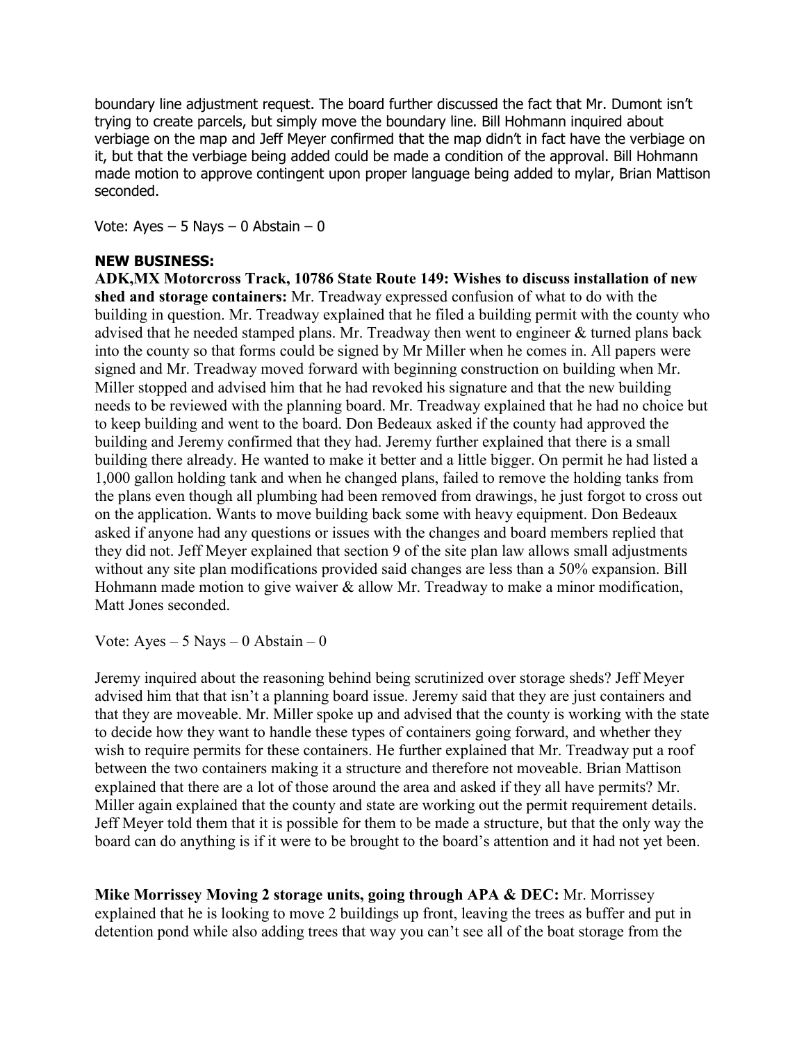boundary line adjustment request. The board further discussed the fact that Mr. Dumont isn't trying to create parcels, but simply move the boundary line. Bill Hohmann inquired about verbiage on the map and Jeff Meyer confirmed that the map didn't in fact have the verbiage on it, but that the verbiage being added could be made a condition of the approval. Bill Hohmann made motion to approve contingent upon proper language being added to mylar, Brian Mattison seconded.

Vote: Ayes – 5 Nays – 0 Abstain – 0

**NEW BUSINESS:**

**ADK,MX Motorcross Track, 10786 State Route 149: Wishes to discuss installation of new shed and storage containers:** Mr. Treadway expressed confusion of what to do with the building in question. Mr. Treadway explained that he filed a building permit with the county who advised that he needed stamped plans. Mr. Treadway then went to engineer & turned plans back into the county so that forms could be signed by Mr Miller when he comes in. All papers were signed and Mr. Treadway moved forward with beginning construction on building when Mr. Miller stopped and advised him that he had revoked his signature and that the new building needs to be reviewed with the planning board. Mr. Treadway explained that he had no choice but to keep building and went to the board. Don Bedeaux asked if the county had approved the building and Jeremy confirmed that they had. Jeremy further explained that there is a small building there already. He wanted to make it better and a little bigger. On permit he had listed a 1,000 gallon holding tank and when he changed plans, failed to remove the holding tanks from the plans even though all plumbing had been removed from drawings, he just forgot to cross out on the application. Wants to move building back some with heavy equipment. Don Bedeaux asked if anyone had any questions or issues with the changes and board members replied that they did not. Jeff Meyer explained that section 9 of the site plan law allows small adjustments without any site plan modifications provided said changes are less than a 50% expansion. Bill Hohmann made motion to give waiver & allow Mr. Treadway to make a minor modification, Matt Jones seconded.

Vote: Ayes – 5 Nays – 0 Abstain – 0

Jeremy inquired about the reasoning behind being scrutinized over storage sheds? Jeff Meyer advised him that that isn't a planning board issue. Jeremy said that they are just containers and that they are moveable. Mr. Miller spoke up and advised that the county is working with the state to decide how they want to handle these types of containers going forward, and whether they wish to require permits for these containers. He further explained that Mr. Treadway put a roof between the two containers making it a structure and therefore not moveable. Brian Mattison explained that there are a lot of those around the area and asked if they all have permits? Mr. Miller again explained that the county and state are working out the permit requirement details. Jeff Meyer told them that it is possible for them to be made a structure, but that the only way the board can do anything is if it were to be brought to the board's attention and it had not yet been.

**Mike Morrissey Moving 2 storage units, going through APA & DEC:** Mr. Morrissey explained that he is looking to move 2 buildings up front, leaving the trees as buffer and put in detention pond while also adding trees that way you can't see all of the boat storage from the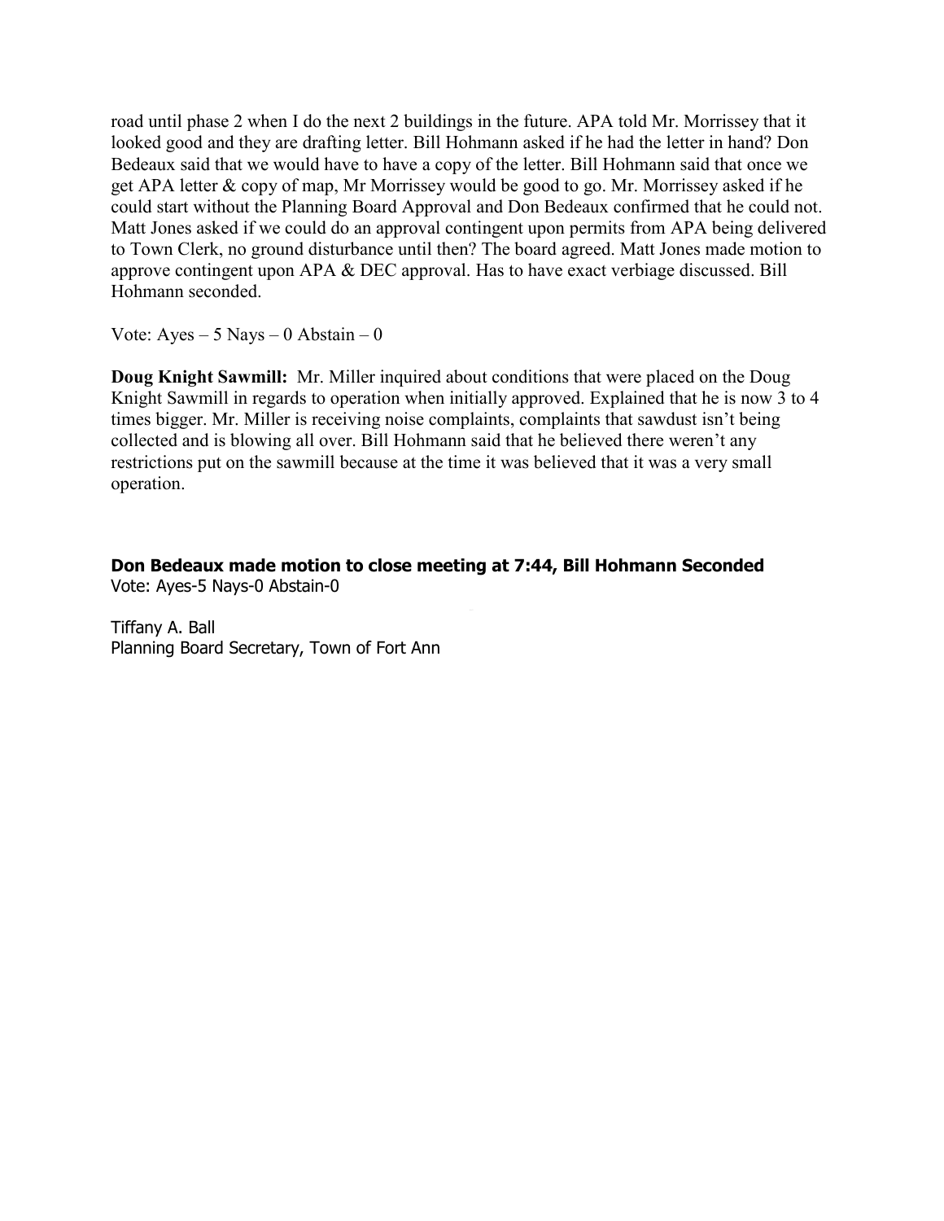road until phase 2 when I do the next 2 buildings in the future. APA told Mr. Morrissey that it looked good and they are drafting letter. Bill Hohmann asked if he had the letter in hand? Don Bedeaux said that we would have to have a copy of the letter. Bill Hohmann said that once we get APA letter & copy of map, Mr Morrissey would be good to go. Mr. Morrissey asked if he could start without the Planning Board Approval and Don Bedeaux confirmed that he could not. Matt Jones asked if we could do an approval contingent upon permits from APA being delivered to Town Clerk, no ground disturbance until then? The board agreed. Matt Jones made motion to approve contingent upon APA & DEC approval. Has to have exact verbiage discussed. Bill Hohmann seconded.

Vote: Ayes – 5 Nays – 0 Abstain – 0

**Doug Knight Sawmill:** Mr. Miller inquired about conditions that were placed on the Doug Knight Sawmill in regards to operation when initially approved. Explained that he is now 3 to 4 times bigger. Mr. Miller is receiving noise complaints, complaints that sawdust isn't being collected and is blowing all over. Bill Hohmann said that he believed there weren't any restrictions put on the sawmill because at the time it was believed that it was a very small operation.

**Don Bedeaux made motion to close meeting at 7:44, Bill Hohmann Seconded**
Vote: Ayes-5 Nays-0 Abstain-0

Tiffany A. Ball
Planning Board Secretary, Town of Fort Ann